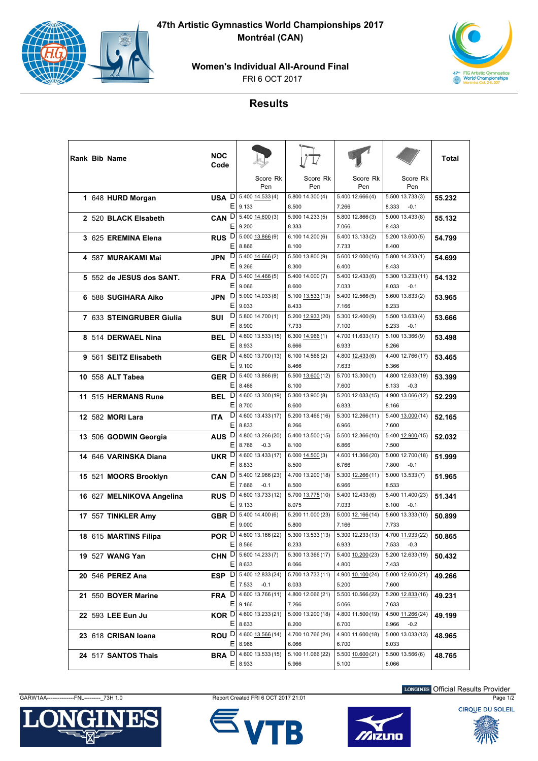# 47th Artistic Gymnastics World Championships 2017

Montréal (CAN)

## Women's Individual All-Around Final

FRI 6 OCT 2017

## Results

| Rank | Bib | Name | NOC Code | | Vault Score Rk Pen | Uneven Bars Score Rk Pen | Balance Beam Score Rk Pen | Floor Score Rk Pen | Total |
|---|---|---|---|---|---|---|---|---|---|
| 1 | 648 | HURD Morgan | USA | D | 5.400 14.533 (4) | 5.800 14.300 (4) | 5.400 12.666 (4) | 5.500 13.733 (3) | 55.232 |
| | | | | E | 9.133 | 8.500 | 7.266 | 8.333 -0.1 | |
| 2 | 520 | BLACK Elsabeth | CAN | D | 5.400 14.600 (3) | 5.900 14.233 (5) | 5.800 12.866 (3) | 5.000 13.433 (8) | 55.132 |
| | | | | E | 9.200 | 8.333 | 7.066 | 8.433 | |
| 3 | 625 | EREMINA Elena | RUS | D | 5.000 13.866 (9) | 6.100 14.200 (6) | 5.400 13.133 (2) | 5.200 13.600 (5) | 54.799 |
| | | | | E | 8.866 | 8.100 | 7.733 | 8.400 | |
| 4 | 587 | MURAKAMI Mai | JPN | D | 5.400 14.666 (2) | 5.500 13.800 (9) | 5.600 12.000 (16) | 5.800 14.233 (1) | 54.699 |
| | | | | E | 9.266 | 8.300 | 6.400 | 8.433 | |
| 5 | 552 | de JESUS dos SANT. | FRA | D | 5.400 14.466 (5) | 5.400 14.000 (7) | 5.400 12.433 (6) | 5.300 13.233 (11) | 54.132 |
| | | | | E | 9.066 | 8.600 | 7.033 | 8.033 -0.1 | |
| 6 | 588 | SUGIHARA Aiko | JPN | D | 5.000 14.033 (8) | 5.100 13.533 (13) | 5.400 12.566 (5) | 5.600 13.833 (2) | 53.965 |
| | | | | E | 9.033 | 8.433 | 7.166 | 8.233 | |
| 7 | 633 | STEINGRUBER Giulia | SUI | D | 5.800 14.700 (1) | 5.200 12.933 (20) | 5.300 12.400 (9) | 5.500 13.633 (4) | 53.666 |
| | | | | E | 8.900 | 7.733 | 7.100 | 8.233 -0.1 | |
| 8 | 514 | DERWAEL Nina | BEL | D | 4.600 13.533 (15) | 6.300 14.966 (1) | 4.700 11.633 (17) | 5.100 13.366 (9) | 53.498 |
| | | | | E | 8.933 | 8.666 | 6.933 | 8.266 | |
| 9 | 561 | SEITZ Elisabeth | GER | D | 4.600 13.700 (13) | 6.100 14.566 (2) | 4.800 12.433 (6) | 4.400 12.766 (17) | 53.465 |
| | | | | E | 9.100 | 8.466 | 7.633 | 8.366 | |
| 10 | 558 | ALT Tabea | GER | D | 5.400 13.866 (9) | 5.500 13.600 (12) | 5.700 13.300 (1) | 4.800 12.633 (19) | 53.399 |
| | | | | E | 8.466 | 8.100 | 7.600 | 8.133 -0.3 | |
| 11 | 515 | HERMANS Rune | BEL | D | 4.600 13.300 (19) | 5.300 13.900 (8) | 5.200 12.033 (15) | 4.900 13.066 (12) | 52.299 |
| | | | | E | 8.700 | 8.600 | 6.833 | 8.166 | |
| 12 | 582 | MORI Lara | ITA | D | 4.600 13.433 (17) | 5.200 13.466 (16) | 5.300 12.266 (11) | 5.400 13.000 (14) | 52.165 |
| | | | | E | 8.833 | 8.266 | 6.966 | 7.600 | |
| 13 | 506 | GODWIN Georgia | AUS | D | 4.800 13.266 (20) | 5.400 13.500 (15) | 5.500 12.366 (10) | 5.400 12.900 (15) | 52.032 |
| | | | | E | 8.766 -0.3 | 8.100 | 6.866 | 7.500 | |
| 14 | 646 | VARINSKA Diana | UKR | D | 4.600 13.433 (17) | 6.000 14.500 (3) | 4.600 11.366 (20) | 5.000 12.700 (18) | 51.999 |
| | | | | E | 8.833 | 8.500 | 6.766 | 7.800 -0.1 | |
| 15 | 521 | MOORS Brooklyn | CAN | D | 5.400 12.966 (23) | 4.700 13.200 (18) | 5.300 12.266 (11) | 5.000 13.533 (7) | 51.965 |
| | | | | E | 7.666 -0.1 | 8.500 | 6.966 | 8.533 | |
| 16 | 627 | MELNIKOVA Angelina | RUS | D | 4.600 13.733 (12) | 5.700 13.775 (10) | 5.400 12.433 (6) | 5.400 11.400 (23) | 51.341 |
| | | | | E | 9.133 | 8.075 | 7.033 | 6.100 -0.1 | |
| 17 | 557 | TINKLER Amy | GBR | D | 5.400 14.400 (6) | 5.200 11.000 (23) | 5.000 12.166 (14) | 5.600 13.333 (10) | 50.899 |
| | | | | E | 9.000 | 5.800 | 7.166 | 7.733 | |
| 18 | 615 | MARTINS Filipa | POR | D | 4.600 13.166 (22) | 5.300 13.533 (13) | 5.300 12.233 (13) | 4.700 11.933 (22) | 50.865 |
| | | | | E | 8.566 | 8.233 | 6.933 | 7.533 -0.3 | |
| 19 | 527 | WANG Yan | CHN | D | 5.600 14.233 (7) | 5.300 13.366 (17) | 5.400 10.200 (23) | 5.200 12.633 (19) | 50.432 |
| | | | | E | 8.633 | 8.066 | 4.800 | 7.433 | |
| 20 | 546 | PEREZ Ana | ESP | D | 5.400 12.833 (24) | 5.700 13.733 (11) | 4.900 10.100 (24) | 5.000 12.600 (21) | 49.266 |
| | | | | E | 7.533 -0.1 | 8.033 | 5.200 | 7.600 | |
| 21 | 550 | BOYER Marine | FRA | D | 4.600 13.766 (11) | 4.800 12.066 (21) | 5.500 10.566 (22) | 5.200 12.833 (16) | 49.231 |
| | | | | E | 9.166 | 7.266 | 5.066 | 7.633 | |
| 22 | 593 | LEE Eun Ju | KOR | D | 4.600 13.233 (21) | 5.000 13.200 (18) | 4.800 11.500 (19) | 4.500 11.266 (24) | 49.199 |
| | | | | E | 8.633 | 8.200 | 6.700 | 6.966 -0.2 | |
| 23 | 618 | CRISAN Ioana | ROU | D | 4.600 13.566 (14) | 4.700 10.766 (24) | 4.900 11.600 (18) | 5.000 13.033 (13) | 48.965 |
| | | | | E | 8.966 | 6.066 | 6.700 | 8.033 | |
| 24 | 517 | SANTOS Thais | BRA | D | 4.600 13.533 (15) | 5.100 11.066 (22) | 5.500 10.600 (21) | 5.500 13.566 (6) | 48.765 |
| | | | | E | 8.933 | 5.966 | 5.100 | 8.066 | |

GARW1AA----------------FNL---------_73H 1.0

Report Created FRI 6 OCT 2017 21:01

LONGINES Official Results Provider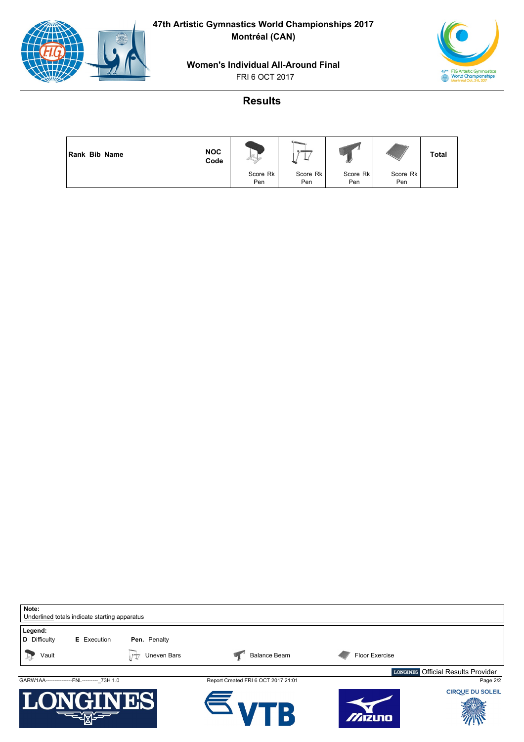47th Artistic Gymnastics World Championships 2017
Montréal (CAN)

Women's Individual All-Around Final
FRI 6 OCT 2017

## Results

| Rank Bib Name | NOC Code | Vault Score Rk Pen | Uneven Bars Score Rk Pen | Balance Beam Score Rk Pen | Floor Exercise Score Rk Pen | Total |
|---|---|---|---|---|---|---|

**Note:**
Underlined totals indicate starting apparatus

**Legend:**
**D** Difficulty **E** Execution **Pen.** Penalty

Vault Uneven Bars Balance Beam Floor Exercise

LONGINES Official Results Provider

GARW1AA---------------FNL---------_73H 1.0 Report Created FRI 6 OCT 2017 21:01